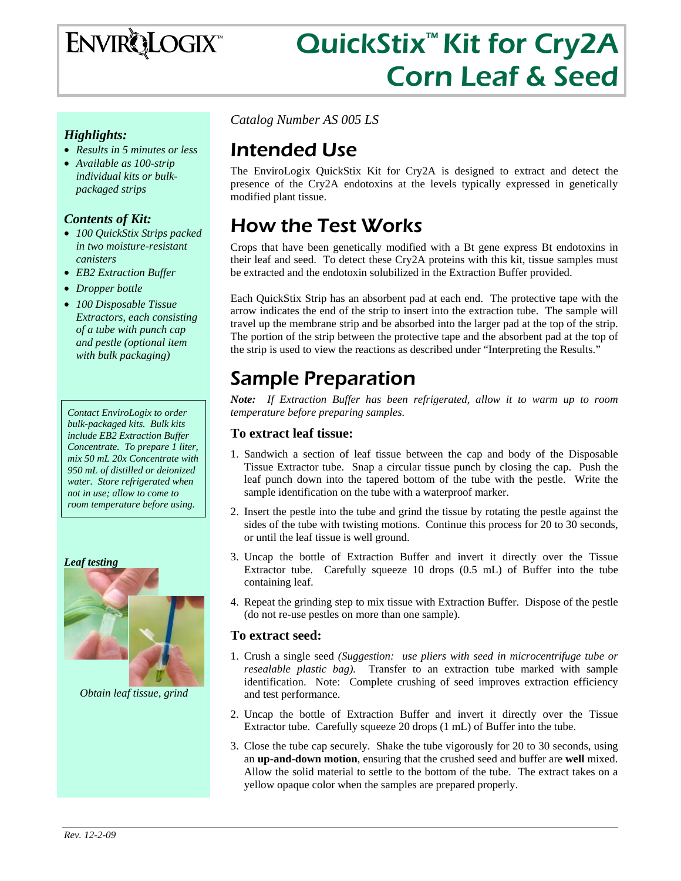# ENVIROLOGIX™

# QuickStix™ Kit for Cry2A Corn Leaf & Seed

### *Highlights:*

- *Results in 5 minutes or less*
- *Available as 100-strip individual kits or bulk-packaged strips*

### *Contents of Kit:*

- *100 QuickStix Strips packed in two moisture-resistant canisters*
- *EB2 Extraction Buffer*
- *Dropper bottle*
- *100 Disposable Tissue Extractors, each consisting of a tube with punch cap and pestle (optional item with bulk packaging)*

*Contact EnviroLogix to order bulk-packaged kits. Bulk kits include EB2 Extraction Buffer Concentrate. To prepare 1 liter, mix 50 mL 20x Concentrate with 950 mL of distilled or deionized water. Store refrigerated when not in use; allow to come to room temperature before using.*

***Leaf testing***

*Obtain leaf tissue, grind*

*Catalog Number AS 005 LS*

## Intended Use

The EnviroLogix QuickStix Kit for Cry2A is designed to extract and detect the presence of the Cry2A endotoxins at the levels typically expressed in genetically modified plant tissue.

## How the Test Works

Crops that have been genetically modified with a Bt gene express Bt endotoxins in their leaf and seed. To detect these Cry2A proteins with this kit, tissue samples must be extracted and the endotoxin solubilized in the Extraction Buffer provided.

Each QuickStix Strip has an absorbent pad at each end. The protective tape with the arrow indicates the end of the strip to insert into the extraction tube. The sample will travel up the membrane strip and be absorbed into the larger pad at the top of the strip. The portion of the strip between the protective tape and the absorbent pad at the top of the strip is used to view the reactions as described under "Interpreting the Results."

## Sample Preparation

***Note:*** *If Extraction Buffer has been refrigerated, allow it to warm up to room temperature before preparing samples.*

### To extract leaf tissue:

1. Sandwich a section of leaf tissue between the cap and body of the Disposable Tissue Extractor tube. Snap a circular tissue punch by closing the cap. Push the leaf punch down into the tapered bottom of the tube with the pestle. Write the sample identification on the tube with a waterproof marker.
2. Insert the pestle into the tube and grind the tissue by rotating the pestle against the sides of the tube with twisting motions. Continue this process for 20 to 30 seconds, or until the leaf tissue is well ground.
3. Uncap the bottle of Extraction Buffer and invert it directly over the Tissue Extractor tube. Carefully squeeze 10 drops (0.5 mL) of Buffer into the tube containing leaf.
4. Repeat the grinding step to mix tissue with Extraction Buffer. Dispose of the pestle (do not re-use pestles on more than one sample).

### To extract seed:

1. Crush a single seed *(Suggestion: use pliers with seed in microcentrifuge tube or resealable plastic bag).* Transfer to an extraction tube marked with sample identification. Note: Complete crushing of seed improves extraction efficiency and test performance.
2. Uncap the bottle of Extraction Buffer and invert it directly over the Tissue Extractor tube. Carefully squeeze 20 drops (1 mL) of Buffer into the tube.
3. Close the tube cap securely. Shake the tube vigorously for 20 to 30 seconds, using an **up-and-down motion**, ensuring that the crushed seed and buffer are **well** mixed. Allow the solid material to settle to the bottom of the tube. The extract takes on a yellow opaque color when the samples are prepared properly.

*Rev. 12-2-09*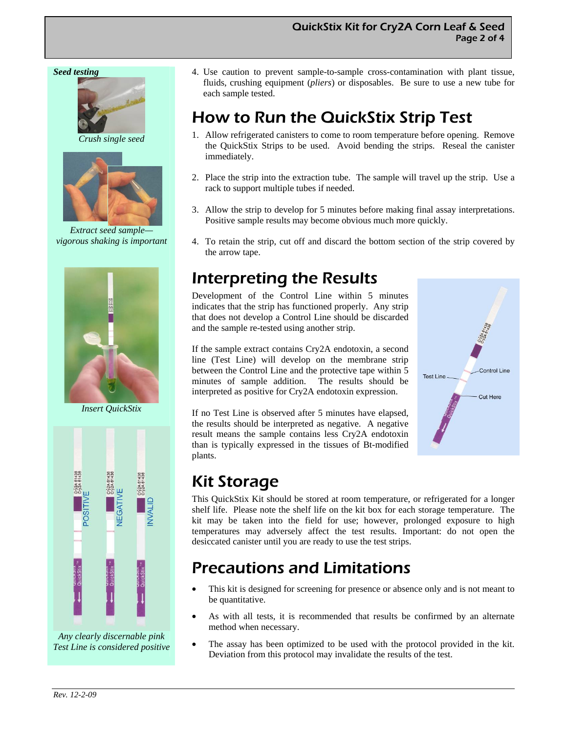**Seed testing**

*Crush single seed*

*Extract seed sample—vigorous shaking is important*

*Insert QuickStix*

*Any clearly discernable pink Test Line is considered positive*

4. Use caution to prevent sample-to-sample cross-contamination with plant tissue, fluids, crushing equipment (*pliers*) or disposables. Be sure to use a new tube for each sample tested.

## How to Run the QuickStix Strip Test

1. Allow refrigerated canisters to come to room temperature before opening. Remove the QuickStix Strips to be used. Avoid bending the strips. Reseal the canister immediately.

2. Place the strip into the extraction tube. The sample will travel up the strip. Use a rack to support multiple tubes if needed.

3. Allow the strip to develop for 5 minutes before making final assay interpretations. Positive sample results may become obvious much more quickly.

4. To retain the strip, cut off and discard the bottom section of the strip covered by the arrow tape.

## Interpreting the Results

Development of the Control Line within 5 minutes indicates that the strip has functioned properly. Any strip that does not develop a Control Line should be discarded and the sample re-tested using another strip.

If the sample extract contains Cry2A endotoxin, a second line (Test Line) will develop on the membrane strip between the Control Line and the protective tape within 5 minutes of sample addition. The results should be interpreted as positive for Cry2A endotoxin expression.

If no Test Line is observed after 5 minutes have elapsed, the results should be interpreted as negative. A negative result means the sample contains less Cry2A endotoxin than is typically expressed in the tissues of Bt-modified plants.

## Kit Storage

This QuickStix Kit should be stored at room temperature, or refrigerated for a longer shelf life. Please note the shelf life on the kit box for each storage temperature. The kit may be taken into the field for use; however, prolonged exposure to high temperatures may adversely affect the test results. Important: do not open the desiccated canister until you are ready to use the test strips.

## Precautions and Limitations

- This kit is designed for screening for presence or absence only and is not meant to be quantitative.
- As with all tests, it is recommended that results be confirmed by an alternate method when necessary.
- The assay has been optimized to be used with the protocol provided in the kit. Deviation from this protocol may invalidate the results of the test.

*Rev. 12-2-09*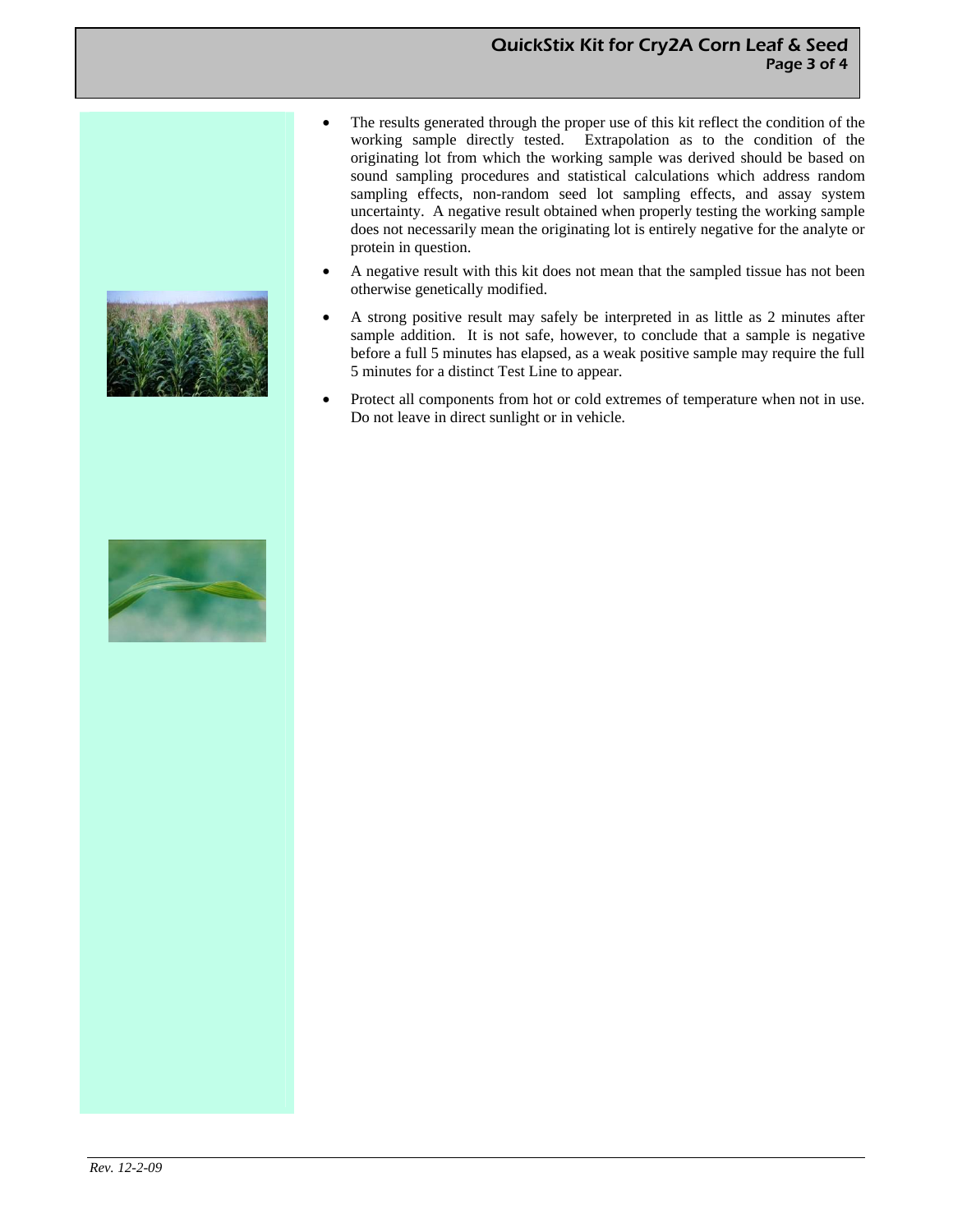- The results generated through the proper use of this kit reflect the condition of the working sample directly tested. Extrapolation as to the condition of the originating lot from which the working sample was derived should be based on sound sampling procedures and statistical calculations which address random sampling effects, non-random seed lot sampling effects, and assay system uncertainty. A negative result obtained when properly testing the working sample does not necessarily mean the originating lot is entirely negative for the analyte or protein in question.
- A negative result with this kit does not mean that the sampled tissue has not been otherwise genetically modified.
- A strong positive result may safely be interpreted in as little as 2 minutes after sample addition. It is not safe, however, to conclude that a sample is negative before a full 5 minutes has elapsed, as a weak positive sample may require the full 5 minutes for a distinct Test Line to appear.
- Protect all components from hot or cold extremes of temperature when not in use. Do not leave in direct sunlight or in vehicle.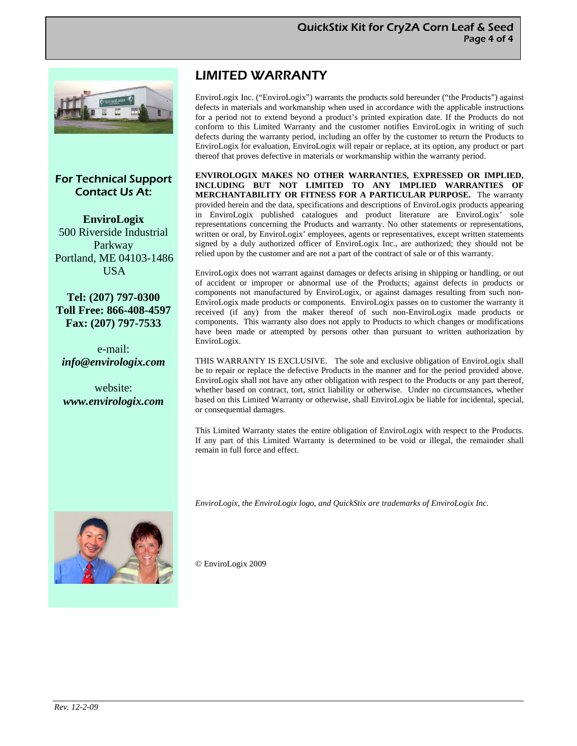## LIMITED WARRANTY

EnviroLogix Inc. ("EnviroLogix") warrants the products sold hereunder ("the Products") against defects in materials and workmanship when used in accordance with the applicable instructions for a period not to extend beyond a product's printed expiration date. If the Products do not conform to this Limited Warranty and the customer notifies EnviroLogix in writing of such defects during the warranty period, including an offer by the customer to return the Products to EnviroLogix for evaluation, EnviroLogix will repair or replace, at its option, any product or part thereof that proves defective in materials or workmanship within the warranty period.

**ENVIROLOGIX MAKES NO OTHER WARRANTIES, EXPRESSED OR IMPLIED, INCLUDING BUT NOT LIMITED TO ANY IMPLIED WARRANTIES OF MERCHANTABILITY OR FITNESS FOR A PARTICULAR PURPOSE.** The warranty provided herein and the data, specifications and descriptions of EnviroLogix products appearing in EnviroLogix published catalogues and product literature are EnviroLogix' sole representations concerning the Products and warranty. No other statements or representations, written or oral, by EnviroLogix' employees, agents or representatives, except written statements signed by a duly authorized officer of EnviroLogix Inc., are authorized; they should not be relied upon by the customer and are not a part of the contract of sale or of this warranty.

EnviroLogix does not warrant against damages or defects arising in shipping or handling, or out of accident or improper or abnormal use of the Products; against defects in products or components not manufactured by EnviroLogix, or against damages resulting from such non-EnviroLogix made products or components. EnviroLogix passes on to customer the warranty it received (if any) from the maker thereof of such non-EnviroLogix made products or components. This warranty also does not apply to Products to which changes or modifications have been made or attempted by persons other than pursuant to written authorization by EnviroLogix.

THIS WARRANTY IS EXCLUSIVE. The sole and exclusive obligation of EnviroLogix shall be to repair or replace the defective Products in the manner and for the period provided above. EnviroLogix shall not have any other obligation with respect to the Products or any part thereof, whether based on contract, tort, strict liability or otherwise. Under no circumstances, whether based on this Limited Warranty or otherwise, shall EnviroLogix be liable for incidental, special, or consequential damages.

This Limited Warranty states the entire obligation of EnviroLogix with respect to the Products. If any part of this Limited Warranty is determined to be void or illegal, the remainder shall remain in full force and effect.

*EnviroLogix, the EnviroLogix logo, and QuickStix are trademarks of EnviroLogix Inc.*

© EnviroLogix 2009

### For Technical Support Contact Us At:

**EnviroLogix**
500 Riverside Industrial Parkway
Portland, ME 04103-1486
USA

**Tel: (207) 797-0300**
**Toll Free: 866-408-4597**
**Fax: (207) 797-7533**

e-mail:
***info@envirologix.com***

website:
***www.envirologix.com***

*Rev. 12-2-09*